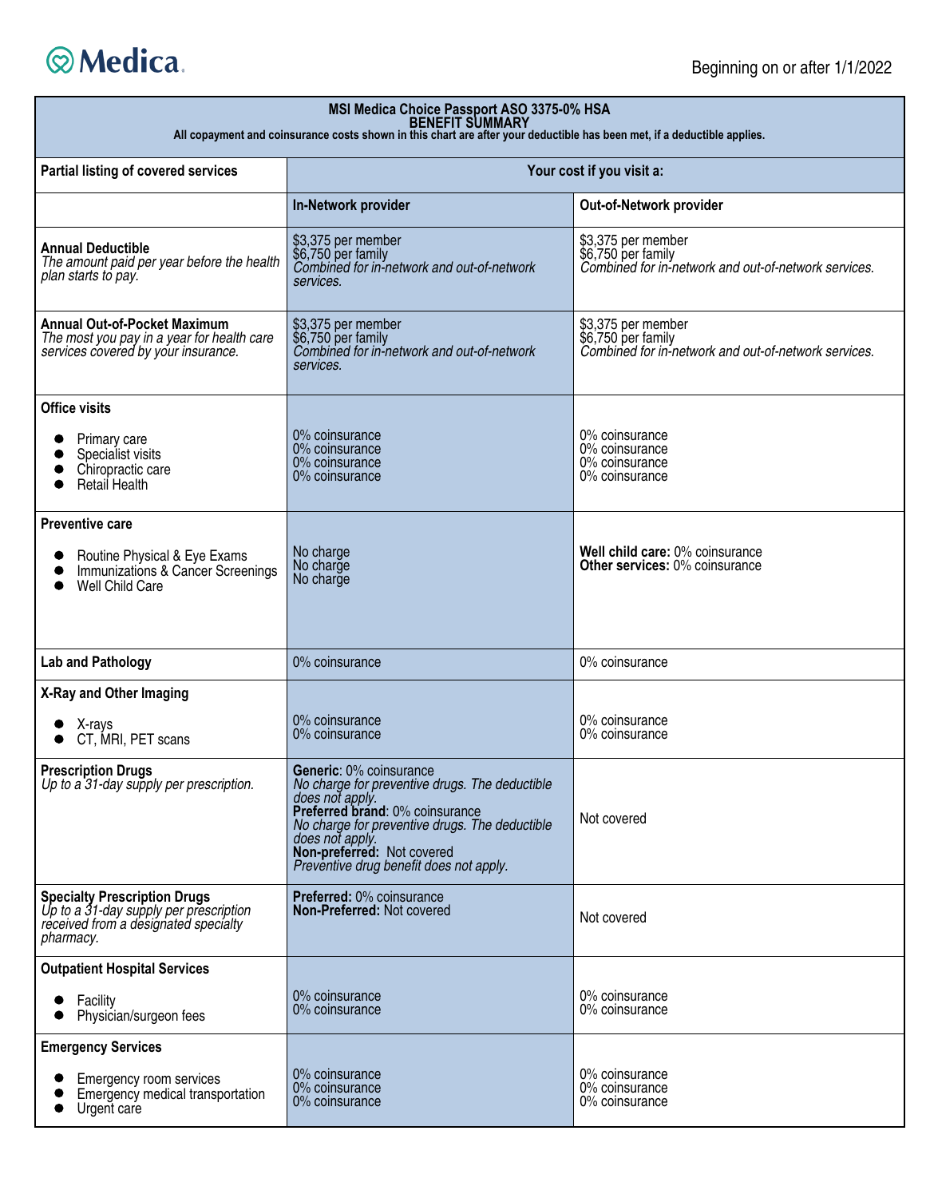Medica

Beginning on or after 1/1/2022

# MSI Medica Choice Passport ASO 3375-0% HSA
## BENEFIT SUMMARY

All copayment and coinsurance costs shown in this chart are after your deductible has been met, if a deductible applies.

| Partial listing of covered services | Your cost if you visit a: | |
|---|---|---|
| | **In-Network provider** | **Out-of-Network provider** |
| **Annual Deductible**<br>*The amount paid per year before the health plan starts to pay.* | $3,375 per member<br>$6,750 per family<br>*Combined for in-network and out-of-network services.* | $3,375 per member<br>$6,750 per family<br>*Combined for in-network and out-of-network services.* |
| **Annual Out-of-Pocket Maximum**<br>*The most you pay in a year for health care services covered by your insurance.* | $3,375 per member<br>$6,750 per family<br>*Combined for in-network and out-of-network services.* | $3,375 per member<br>$6,750 per family<br>*Combined for in-network and out-of-network services.* |
| **Office visits**<br>• Primary care<br>• Specialist visits<br>• Chiropractic care<br>• Retail Health | 0% coinsurance<br>0% coinsurance<br>0% coinsurance<br>0% coinsurance | 0% coinsurance<br>0% coinsurance<br>0% coinsurance<br>0% coinsurance |
| **Preventive care**<br>• Routine Physical & Eye Exams<br>• Immunizations & Cancer Screenings<br>• Well Child Care | No charge<br>No charge<br>No charge | **Well child care:** 0% coinsurance<br>**Other services:** 0% coinsurance |
| **Lab and Pathology** | 0% coinsurance | 0% coinsurance |
| **X-Ray and Other Imaging**<br>• X-rays<br>• CT, MRI, PET scans | 0% coinsurance<br>0% coinsurance | 0% coinsurance<br>0% coinsurance |
| **Prescription Drugs**<br>*Up to a 31-day supply per prescription.* | **Generic**: 0% coinsurance<br>*No charge for preventive drugs. The deductible does not apply.*<br>**Preferred brand**: 0% coinsurance<br>*No charge for preventive drugs. The deductible does not apply.*<br>**Non-preferred:** Not covered<br>*Preventive drug benefit does not apply.* | Not covered |
| **Specialty Prescription Drugs**<br>*Up to a 31-day supply per prescription received from a designated specialty pharmacy.* | **Preferred:** 0% coinsurance<br>**Non-Preferred:** Not covered | Not covered |
| **Outpatient Hospital Services**<br>• Facility<br>• Physician/surgeon fees | 0% coinsurance<br>0% coinsurance | 0% coinsurance<br>0% coinsurance |
| **Emergency Services**<br>• Emergency room services<br>• Emergency medical transportation<br>• Urgent care | 0% coinsurance<br>0% coinsurance<br>0% coinsurance | 0% coinsurance<br>0% coinsurance<br>0% coinsurance |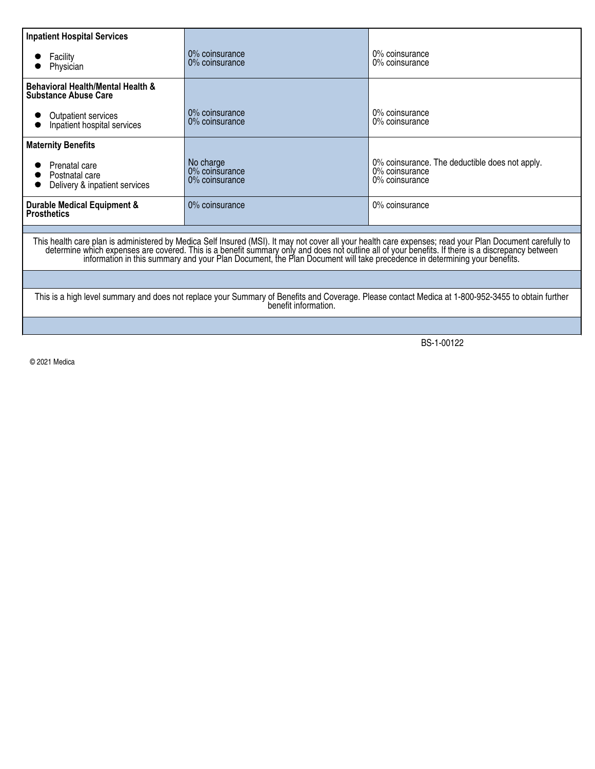| | | |
|---|---|---|
| **Inpatient Hospital Services**<br>• Facility<br>• Physician | 0% coinsurance<br>0% coinsurance | 0% coinsurance<br>0% coinsurance |
| **Behavioral Health/Mental Health & Substance Abuse Care**<br>• Outpatient services<br>• Inpatient hospital services | 0% coinsurance<br>0% coinsurance | 0% coinsurance<br>0% coinsurance |
| **Maternity Benefits**<br>• Prenatal care<br>• Postnatal care<br>• Delivery & inpatient services | No charge<br>0% coinsurance<br>0% coinsurance | 0% coinsurance. The deductible does not apply.<br>0% coinsurance<br>0% coinsurance |
| **Durable Medical Equipment & Prosthetics** | 0% coinsurance | 0% coinsurance |

This health care plan is administered by Medica Self Insured (MSI). It may not cover all your health care expenses; read your Plan Document carefully to determine which expenses are covered. This is a benefit summary only and does not outline all of your benefits. If there is a discrepancy between information in this summary and your Plan Document, the Plan Document will take precedence in determining your benefits.

This is a high level summary and does not replace your Summary of Benefits and Coverage. Please contact Medica at 1-800-952-3455 to obtain further benefit information.

BS-1-00122

© 2021 Medica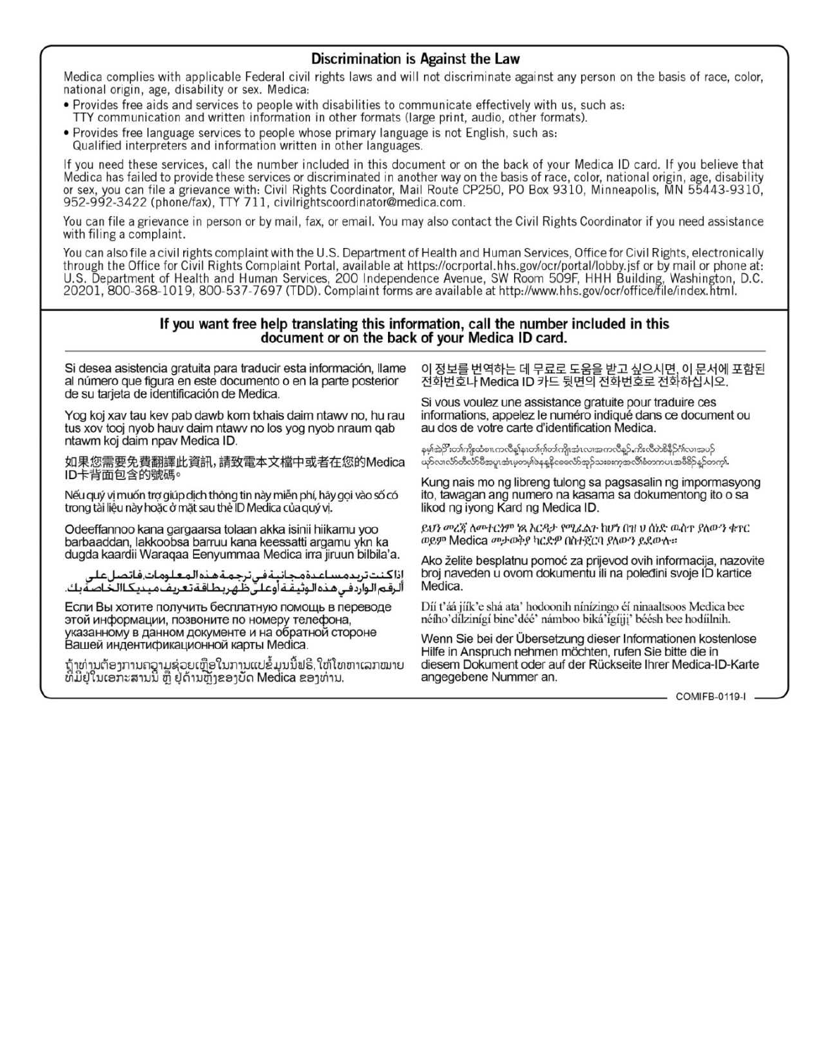## Discrimination is Against the Law

Medica complies with applicable Federal civil rights laws and will not discriminate against any person on the basis of race, color, national origin, age, disability or sex. Medica:

- Provides free aids and services to people with disabilities to communicate effectively with us, such as: TTY communication and written information in other formats (large print, audio, other formats).
- Provides free language services to people whose primary language is not English, such as: Qualified interpreters and information written in other languages.

If you need these services, call the number included in this document or on the back of your Medica ID card. If you believe that Medica has failed to provide these services or discriminated in another way on the basis of race, color, national origin, age, disability or sex, you can file a grievance with: Civil Rights Coordinator, Mail Route CP250, PO Box 9310, Minneapolis, MN 55443-9310, 952-992-3422 (phone/fax), TTY 711, civilrightscoordinator@medica.com.

You can file a grievance in person or by mail, fax, or email. You may also contact the Civil Rights Coordinator if you need assistance with filing a complaint.

You can also file a civil rights complaint with the U.S. Department of Health and Human Services, Office for Civil Rights, electronically through the Office for Civil Rights Complaint Portal, available at https://ocrportal.hhs.gov/ocr/portal/lobby.jsf or by mail or phone at: U.S. Department of Health and Human Services, 200 Independence Avenue, SW Room 509F, HHH Building, Washington, D.C. 20201, 800-368-1019, 800-537-7697 (TDD). Complaint forms are available at http://www.hhs.gov/ocr/office/file/index.html.

## If you want free help translating this information, call the number included in this document or on the back of your Medica ID card.

Si desea asistencia gratuita para traducir esta información, llame al número que figura en este documento o en la parte posterior de su tarjeta de identificación de Medica.

Yog koj xav tau kev pab dawb kom txhais daim ntawv no, hu rau tus xov tooj nyob hauv daim ntawv no los yog nyob nraum qab ntawm koj daim npav Medica ID.

如果您需要免費翻譯此資訊，請致電本文檔中或者在您的Medica ID卡背面包含的號碼。

Nếu quý vị muốn trợ giúp dịch thông tin này miễn phí, hãy gọi vào số có trong tài liệu này hoặc ở mặt sau thẻ ID Medica của quý vị.

Odeeffannoo kana gargaarsa tolaan akka isinii hiikamu yoo barbaaddan, lakkoobsa barruu kana keessatti argamu ykn ka dugda kaardii Waraqaa Eenyummaa Medica irra jiruun bilbila'a.

اذا كنت تريد مساعدة مجانية في ترجمة هذه المعلومات، فاتصل على الرقم الوارد في هذه الوثيقة أو على ظهر بطاقة تعريف ميديكا الخاصة بك.

Если Вы хотите получить бесплатную помощь в переводе этой информации, позвоните по номеру телефона, указанному в данном документе и на обратной стороне Вашей индентификационной карты Medica.

ຖ້າທ່ານຕ້ອງການຄວາມຊ່ວຍເຫຼືອໃນການແປຂໍ້ມູນນີ້ຟຣີ, ໃຫ້ໂທຫາເລກໝາຍທີ່ມີຢູ່ໃນເອກະສານນີ້ ຫຼື ຢູ່ດ້ານຫຼັງຂອງບັດ Medica ຂອງທ່ານ.

이 정보를 번역하는 데 무료로 도움을 받고 싶으시면, 이 문서에 포함된 전화번호나 Medica ID 카드 뒷면의 전화번호로 전화하십시오.

Si vous voulez une assistance gratuite pour traduire ces informations, appelez le numéro indiqué dans ce document ou au dos de votre carte d'identification Medica.

နမ့်ၢ်ဆဲၣ်ဒိးတၢ်ကိုးထံဝဲၤကလီၤလၢတၢ်ဂ့ၢ်တၢ်ကျိၤအံၤလၢအကလီၤန့ၣ်,ကိးလီတဲစိနီၣ်ဂံၢ်လၢအပာ်ဃုာ်လၢလံာ်တီလံာ်မီအပူၤအံၤမ့တမ့ၢ်ဖဲနနံၣ်ရၤဖၣ်ဒၢလံာ်အှၣ်သးခးကွအလိၤ်ခံတကပၤအဖီခိၣ်န့ၣ်တက့ၢ်.

Kung nais mo ng libreng tulong sa pagsasalin ng impormasyong ito, tawagan ang numero na kasama sa dokumentong ito o sa likod ng iyong Kard ng Medica ID.

ይህን መረጃ ለመተርጎም ነጻ እርዳታ የሚፈልጉ ከሆነ በዚህ ሰነድ ውስጥ ያለውን ቁጥር ወይም Medica መታወቂያ ካርድዎ በስተጀርባ ያለውን ይደውሉ።

Ako želite besplatnu pomoć za prijevod ovih informacija, nazovite broj naveden u ovom dokumentu ili na poleđini svoje ID kartice Medica.

Díí t'áá jíík'e shá ata' hodoonih nínízingo éí ninaaltsoos Medica bee néího'dílzinígí bine'déé' námboo biká'ígíijį' béésh bee hodíílnih.

Wenn Sie bei der Übersetzung dieser Informationen kostenlose Hilfe in Anspruch nehmen möchten, rufen Sie bitte die in diesem Dokument oder auf der Rückseite Ihrer Medica-ID-Karte angegebene Nummer an.

COMIFB-0119-I